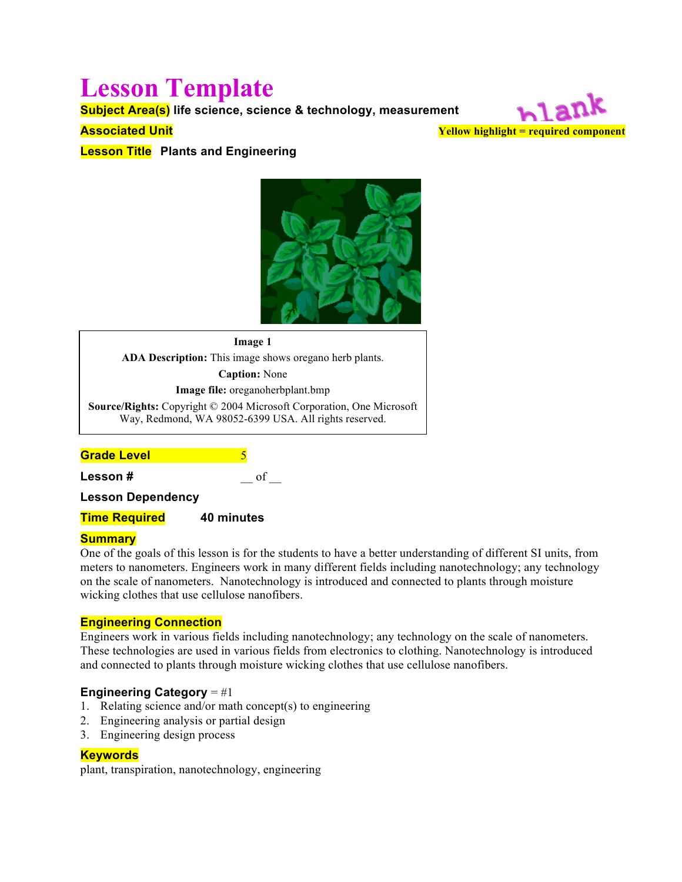# Lesson Template

**Subject Area(s)** life science, science & technology, measurement

blank

**Associated Unit**

Yellow highlight = required component

**Lesson Title** Plants and Engineering

**Image 1**

**ADA Description:** This image shows oregano herb plants.

**Caption:** None

**Image file:** oreganoherbplant.bmp

**Source/Rights:** Copyright © 2004 Microsoft Corporation, One Microsoft Way, Redmond, WA 98052-6399 USA. All rights reserved.

**Grade Level** 5

**Lesson #** __ of __

**Lesson Dependency**

**Time Required** 40 minutes

## Summary

One of the goals of this lesson is for the students to have a better understanding of different SI units, from meters to nanometers. Engineers work in many different fields including nanotechnology; any technology on the scale of nanometers. Nanotechnology is introduced and connected to plants through moisture wicking clothes that use cellulose nanofibers.

## Engineering Connection

Engineers work in various fields including nanotechnology; any technology on the scale of nanometers. These technologies are used in various fields from electronics to clothing. Nanotechnology is introduced and connected to plants through moisture wicking clothes that use cellulose nanofibers.

## Engineering Category = #1

1. Relating science and/or math concept(s) to engineering
2. Engineering analysis or partial design
3. Engineering design process

## Keywords

plant, transpiration, nanotechnology, engineering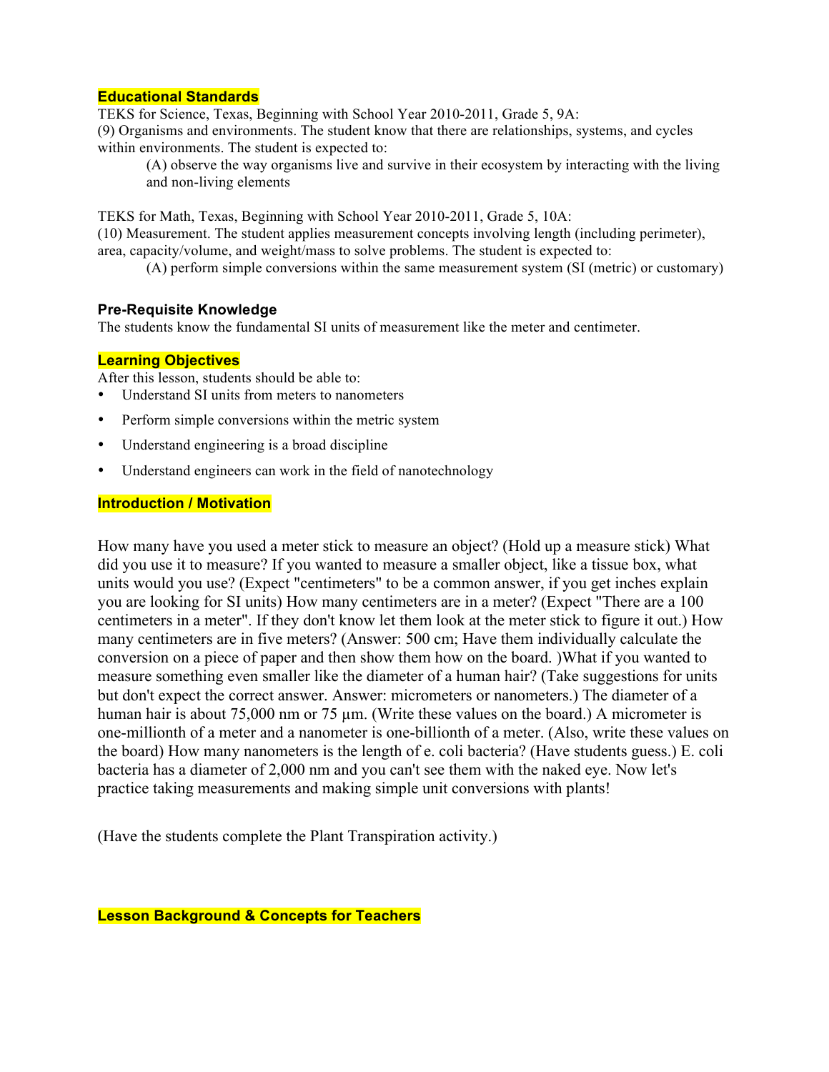## Educational Standards

TEKS for Science, Texas, Beginning with School Year 2010-2011, Grade 5, 9A:
(9) Organisms and environments. The student know that there are relationships, systems, and cycles within environments. The student is expected to:

> (A) observe the way organisms live and survive in their ecosystem by interacting with the living and non-living elements

TEKS for Math, Texas, Beginning with School Year 2010-2011, Grade 5, 10A:
(10) Measurement. The student applies measurement concepts involving length (including perimeter), area, capacity/volume, and weight/mass to solve problems. The student is expected to:

> (A) perform simple conversions within the same measurement system (SI (metric) or customary)

### Pre-Requisite Knowledge

The students know the fundamental SI units of measurement like the meter and centimeter.

## Learning Objectives

After this lesson, students should be able to:

- Understand SI units from meters to nanometers
- Perform simple conversions within the metric system
- Understand engineering is a broad discipline
- Understand engineers can work in the field of nanotechnology

## Introduction / Motivation

How many have you used a meter stick to measure an object? (Hold up a measure stick) What did you use it to measure? If you wanted to measure a smaller object, like a tissue box, what units would you use? (Expect "centimeters" to be a common answer, if you get inches explain you are looking for SI units) How many centimeters are in a meter? (Expect "There are a 100 centimeters in a meter". If they don't know let them look at the meter stick to figure it out.) How many centimeters are in five meters? (Answer: 500 cm; Have them individually calculate the conversion on a piece of paper and then show them how on the board. )What if you wanted to measure something even smaller like the diameter of a human hair? (Take suggestions for units but don't expect the correct answer. Answer: micrometers or nanometers.) The diameter of a human hair is about 75,000 nm or 75 µm. (Write these values on the board.) A micrometer is one-millionth of a meter and a nanometer is one-billionth of a meter. (Also, write these values on the board) How many nanometers is the length of e. coli bacteria? (Have students guess.) E. coli bacteria has a diameter of 2,000 nm and you can't see them with the naked eye. Now let's practice taking measurements and making simple unit conversions with plants!

(Have the students complete the Plant Transpiration activity.)

## Lesson Background & Concepts for Teachers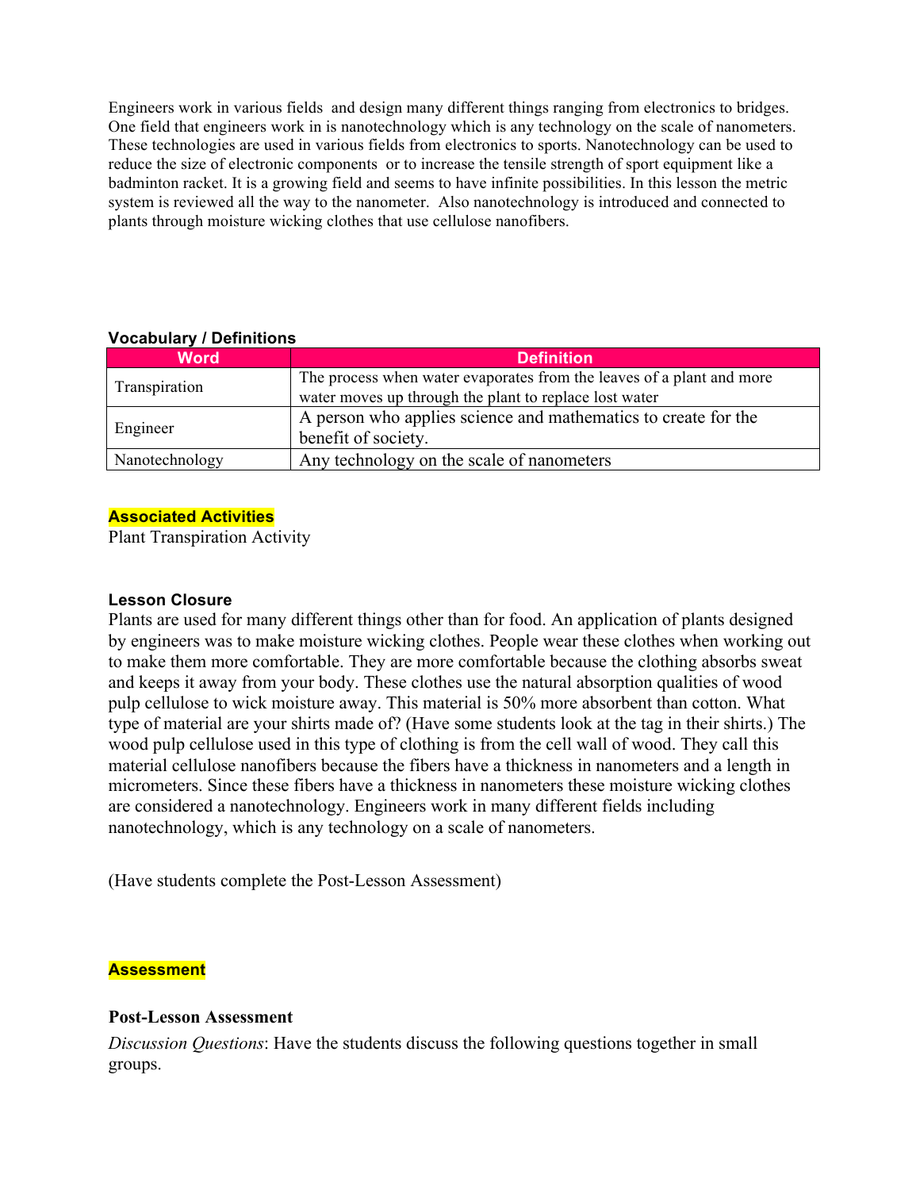Engineers work in various fields and design many different things ranging from electronics to bridges. One field that engineers work in is nanotechnology which is any technology on the scale of nanometers. These technologies are used in various fields from electronics to sports. Nanotechnology can be used to reduce the size of electronic components or to increase the tensile strength of sport equipment like a badminton racket. It is a growing field and seems to have infinite possibilities. In this lesson the metric system is reviewed all the way to the nanometer. Also nanotechnology is introduced and connected to plants through moisture wicking clothes that use cellulose nanofibers.

**Vocabulary / Definitions**

| Word | Definition |
|---|---|
| Transpiration | The process when water evaporates from the leaves of a plant and more water moves up through the plant to replace lost water |
| Engineer | A person who applies science and mathematics to create for the benefit of society. |
| Nanotechnology | Any technology on the scale of nanometers |

**Associated Activities**

Plant Transpiration Activity

**Lesson Closure**

Plants are used for many different things other than for food. An application of plants designed by engineers was to make moisture wicking clothes. People wear these clothes when working out to make them more comfortable. They are more comfortable because the clothing absorbs sweat and keeps it away from your body. These clothes use the natural absorption qualities of wood pulp cellulose to wick moisture away. This material is 50% more absorbent than cotton. What type of material are your shirts made of? (Have some students look at the tag in their shirts.) The wood pulp cellulose used in this type of clothing is from the cell wall of wood. They call this material cellulose nanofibers because the fibers have a thickness in nanometers and a length in micrometers. Since these fibers have a thickness in nanometers these moisture wicking clothes are considered a nanotechnology. Engineers work in many different fields including nanotechnology, which is any technology on a scale of nanometers.

(Have students complete the Post-Lesson Assessment)

**Assessment**

**Post-Lesson Assessment**

*Discussion Questions*: Have the students discuss the following questions together in small groups.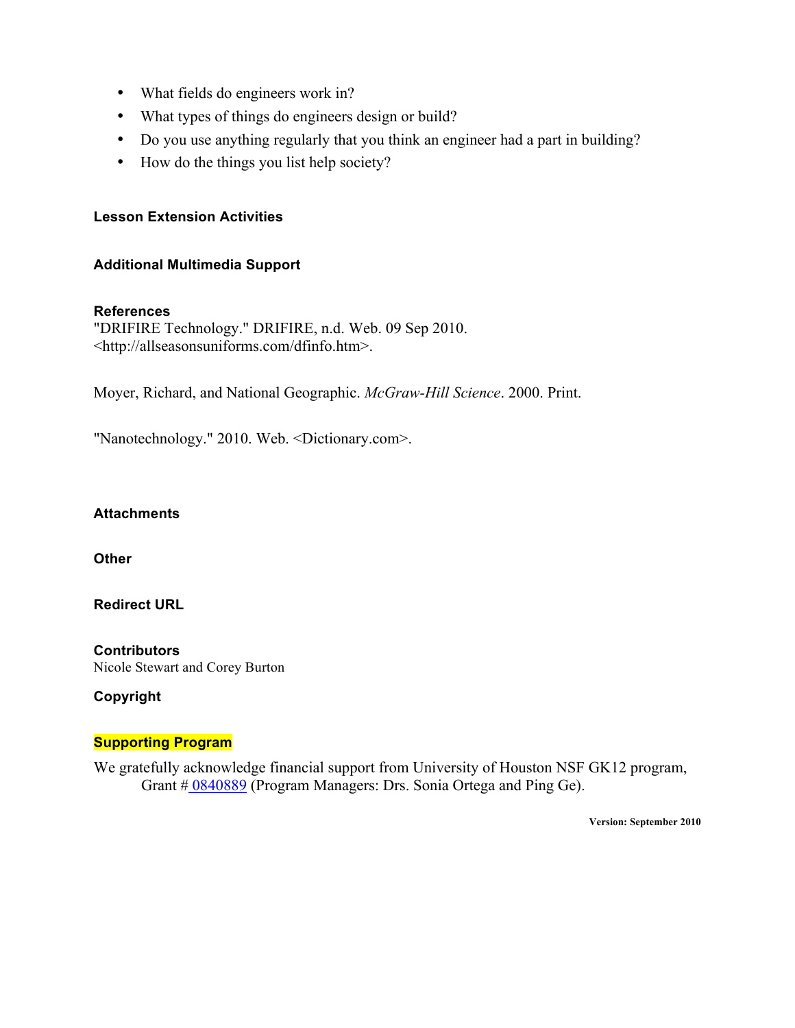- What fields do engineers work in?
- What types of things do engineers design or build?
- Do you use anything regularly that you think an engineer had a part in building?
- How do the things you list help society?

### Lesson Extension Activities

### Additional Multimedia Support

### References

"DRIFIRE Technology." DRIFIRE, n.d. Web. 09 Sep 2010. <http://allseasonsuniforms.com/dfinfo.htm>.

Moyer, Richard, and National Geographic. *McGraw-Hill Science*. 2000. Print.

"Nanotechnology." 2010. Web. <Dictionary.com>.

### Attachments

### Other

### Redirect URL

### Contributors

Nicole Stewart and Corey Burton

### Copyright

### Supporting Program

We gratefully acknowledge financial support from University of Houston NSF GK12 program, Grant # 0840889 (Program Managers: Drs. Sonia Ortega and Ping Ge).

**Version: September 2010**